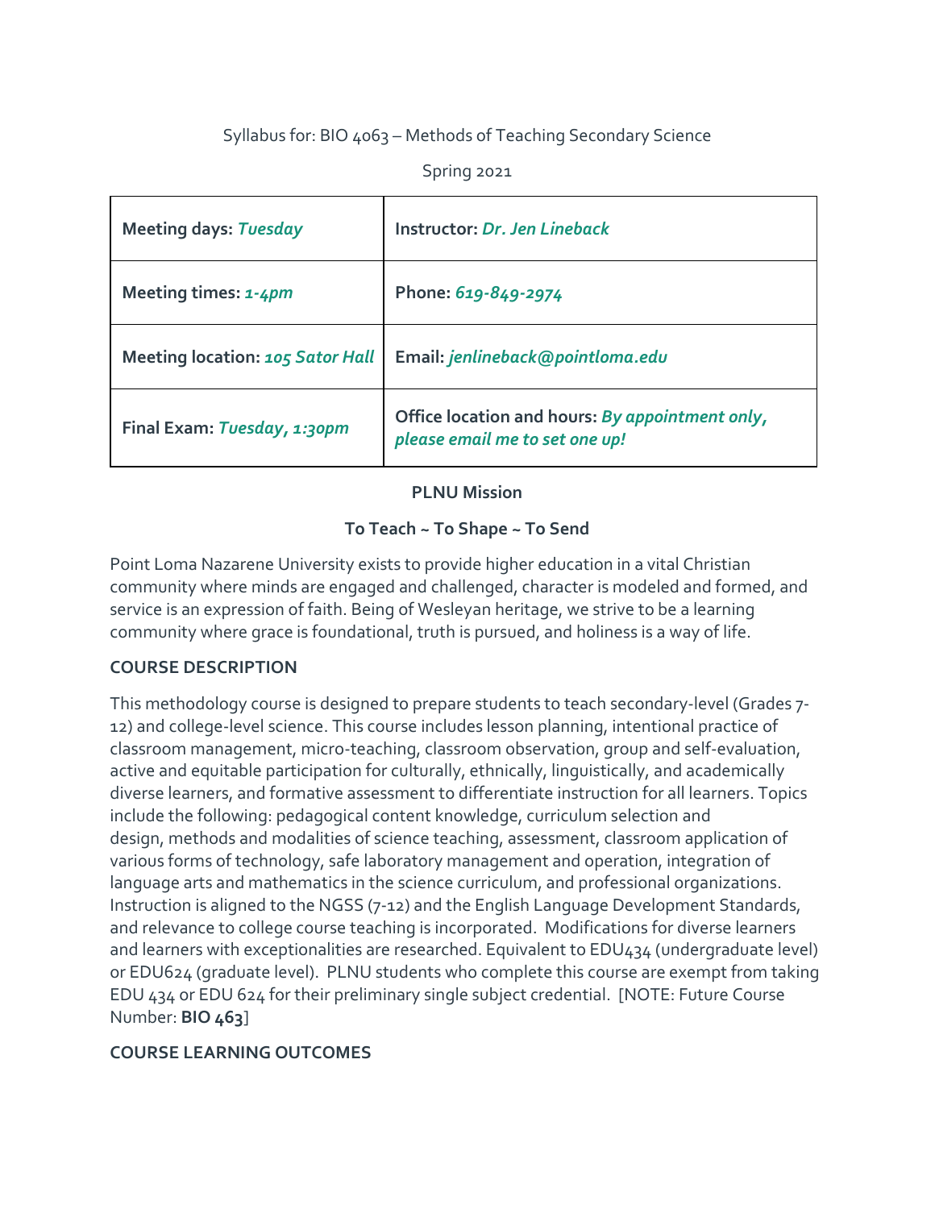Syllabus for: BIO 4063 – Methods of Teaching Secondary Science

Spring 2021

| **Meeting days:** ***Tuesday*** | **Instructor:** ***Dr. Jen Lineback*** |
|---|---|
| **Meeting times:** ***1-4pm*** | **Phone:** ***619-849-2974*** |
| **Meeting location:** ***105 Sator Hall*** | **Email:** ***jenlineback@pointloma.edu*** |
| **Final Exam:** ***Tuesday, 1:30pm*** | **Office location and hours:** ***By appointment only, please email me to set one up!*** |

**PLNU Mission**

**To Teach ~ To Shape ~ To Send**

Point Loma Nazarene University exists to provide higher education in a vital Christian community where minds are engaged and challenged, character is modeled and formed, and service is an expression of faith. Being of Wesleyan heritage, we strive to be a learning community where grace is foundational, truth is pursued, and holiness is a way of life.

## COURSE DESCRIPTION

This methodology course is designed to prepare students to teach secondary-level (Grades 7-12) and college-level science. This course includes lesson planning, intentional practice of classroom management, micro-teaching, classroom observation, group and self-evaluation, active and equitable participation for culturally, ethnically, linguistically, and academically diverse learners, and formative assessment to differentiate instruction for all learners. Topics include the following: pedagogical content knowledge, curriculum selection and design, methods and modalities of science teaching, assessment, classroom application of various forms of technology, safe laboratory management and operation, integration of language arts and mathematics in the science curriculum, and professional organizations. Instruction is aligned to the NGSS (7-12) and the English Language Development Standards, and relevance to college course teaching is incorporated. Modifications for diverse learners and learners with exceptionalities are researched. Equivalent to EDU434 (undergraduate level) or EDU624 (graduate level). PLNU students who complete this course are exempt from taking EDU 434 or EDU 624 for their preliminary single subject credential. [NOTE: Future Course Number: **BIO 463**]

## COURSE LEARNING OUTCOMES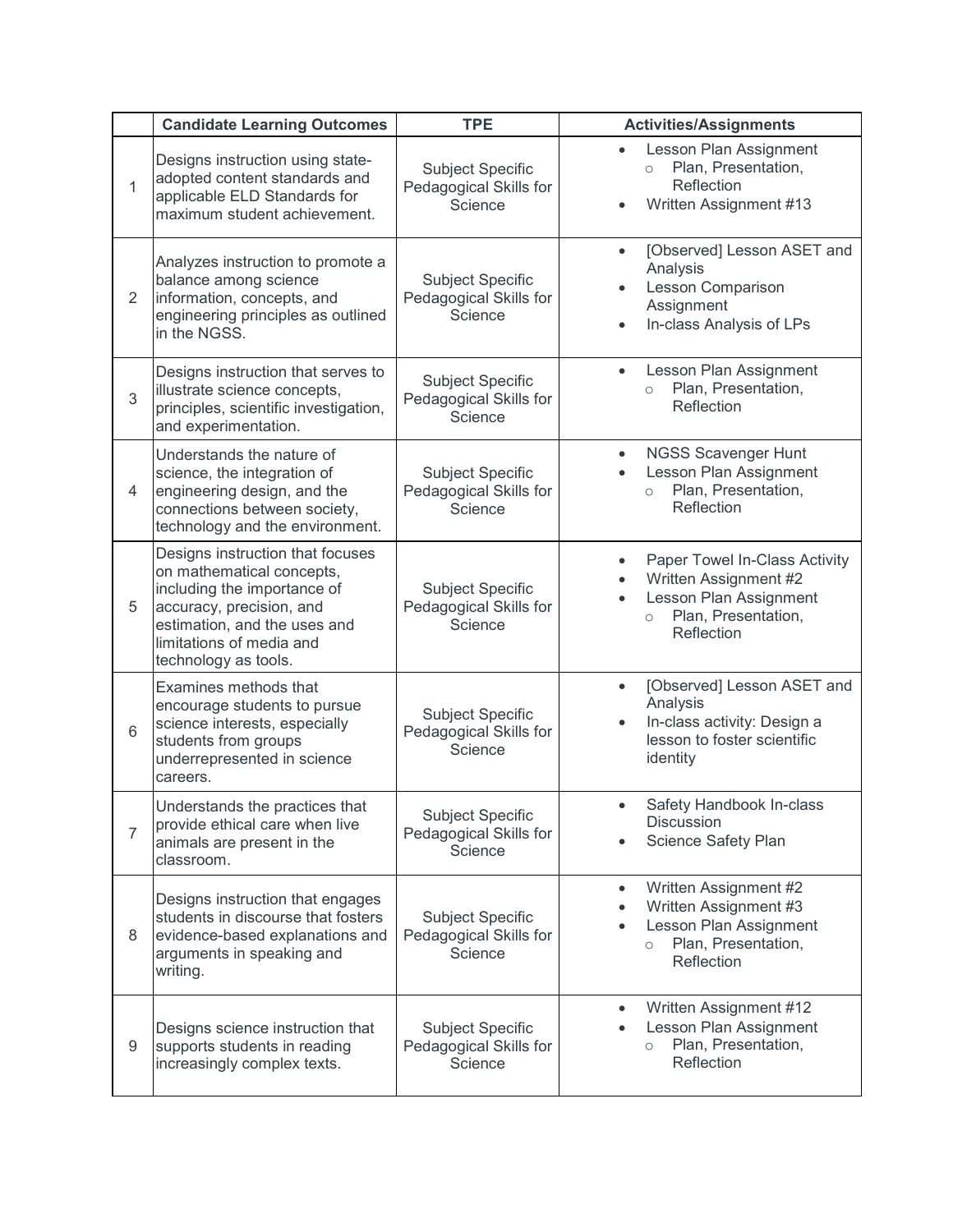| | Candidate Learning Outcomes | TPE | Activities/Assignments |
|---|---|---|---|
| 1 | Designs instruction using state-adopted content standards and applicable ELD Standards for maximum student achievement. | Subject Specific Pedagogical Skills for Science | • Lesson Plan Assignment<br>  ○ Plan, Presentation, Reflection<br>• Written Assignment #13 |
| 2 | Analyzes instruction to promote a balance among science information, concepts, and engineering principles as outlined in the NGSS. | Subject Specific Pedagogical Skills for Science | • [Observed] Lesson ASET and Analysis<br>• Lesson Comparison Assignment<br>• In-class Analysis of LPs |
| 3 | Designs instruction that serves to illustrate science concepts, principles, scientific investigation, and experimentation. | Subject Specific Pedagogical Skills for Science | • Lesson Plan Assignment<br>  ○ Plan, Presentation, Reflection |
| 4 | Understands the nature of science, the integration of engineering design, and the connections between society, technology and the environment. | Subject Specific Pedagogical Skills for Science | • NGSS Scavenger Hunt<br>• Lesson Plan Assignment<br>  ○ Plan, Presentation, Reflection |
| 5 | Designs instruction that focuses on mathematical concepts, including the importance of accuracy, precision, and estimation, and the uses and limitations of media and technology as tools. | Subject Specific Pedagogical Skills for Science | • Paper Towel In-Class Activity<br>• Written Assignment #2<br>• Lesson Plan Assignment<br>  ○ Plan, Presentation, Reflection |
| 6 | Examines methods that encourage students to pursue science interests, especially students from groups underrepresented in science careers. | Subject Specific Pedagogical Skills for Science | • [Observed] Lesson ASET and Analysis<br>• In-class activity: Design a lesson to foster scientific identity |
| 7 | Understands the practices that provide ethical care when live animals are present in the classroom. | Subject Specific Pedagogical Skills for Science | • Safety Handbook In-class Discussion<br>• Science Safety Plan |
| 8 | Designs instruction that engages students in discourse that fosters evidence-based explanations and arguments in speaking and writing. | Subject Specific Pedagogical Skills for Science | • Written Assignment #2<br>• Written Assignment #3<br>• Lesson Plan Assignment<br>  ○ Plan, Presentation, Reflection |
| 9 | Designs science instruction that supports students in reading increasingly complex texts. | Subject Specific Pedagogical Skills for Science | • Written Assignment #12<br>• Lesson Plan Assignment<br>  ○ Plan, Presentation, Reflection |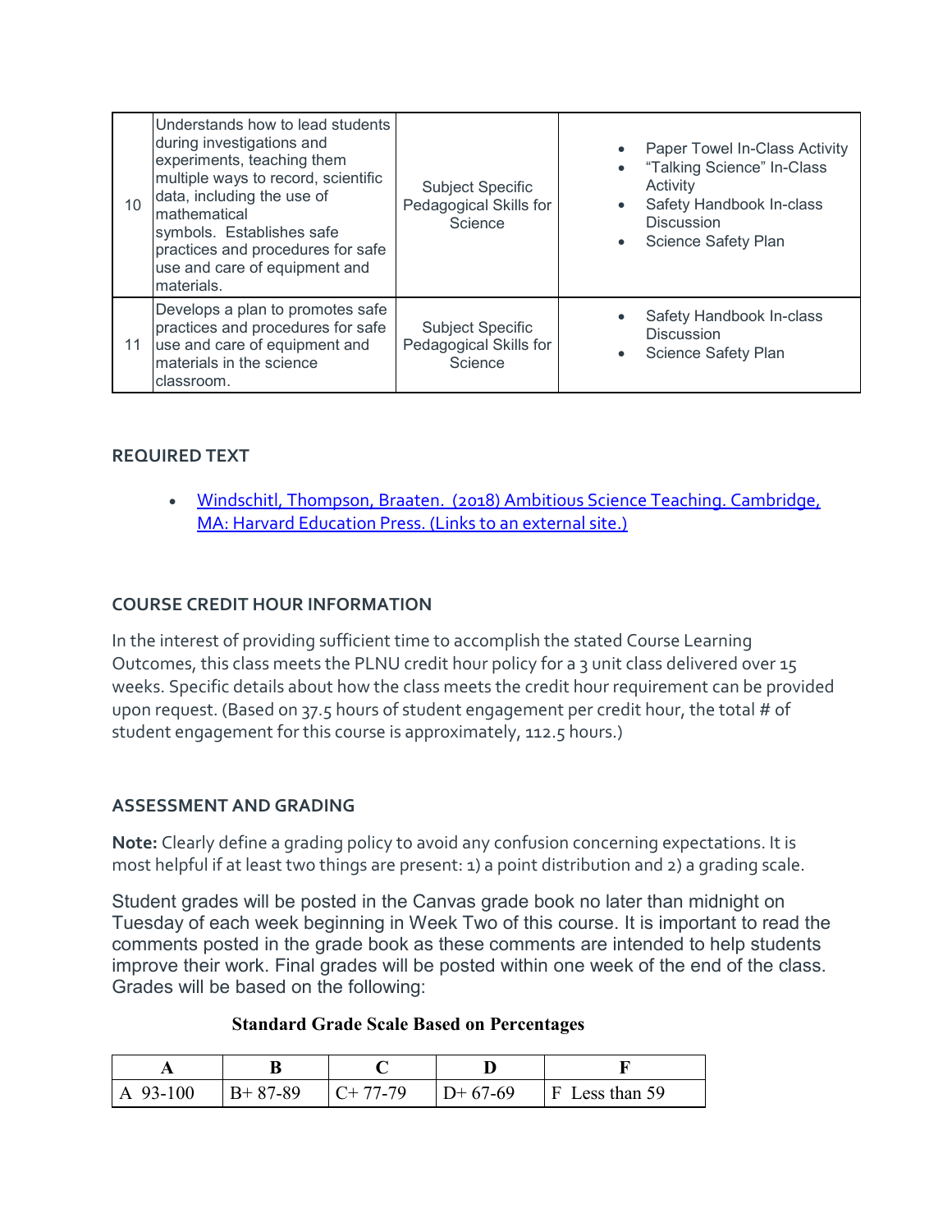| 10 | Understands how to lead students during investigations and experiments, teaching them multiple ways to record, scientific data, including the use of mathematical symbols. Establishes safe practices and procedures for safe use and care of equipment and materials. | Subject Specific Pedagogical Skills for Science | <ul><li>Paper Towel In-Class Activity</li><li>"Talking Science" In-Class Activity</li><li>Safety Handbook In-class Discussion</li><li>Science Safety Plan</li></ul> |
|---|---|---|---|
| 11 | Develops a plan to promotes safe practices and procedures for safe use and care of equipment and materials in the science classroom. | Subject Specific Pedagogical Skills for Science | <ul><li>Safety Handbook In-class Discussion</li><li>Science Safety Plan</li></ul> |

### REQUIRED TEXT

- [Windschitl, Thompson, Braaten. (2018) Ambitious Science Teaching. Cambridge, MA: Harvard Education Press. (Links to an external site.)]()

### COURSE CREDIT HOUR INFORMATION

In the interest of providing sufficient time to accomplish the stated Course Learning Outcomes, this class meets the PLNU credit hour policy for a 3 unit class delivered over 15 weeks. Specific details about how the class meets the credit hour requirement can be provided upon request. (Based on 37.5 hours of student engagement per credit hour, the total # of student engagement for this course is approximately, 112.5 hours.)

### ASSESSMENT AND GRADING

**Note:** Clearly define a grading policy to avoid any confusion concerning expectations. It is most helpful if at least two things are present: 1) a point distribution and 2) a grading scale.

Student grades will be posted in the Canvas grade book no later than midnight on Tuesday of each week beginning in Week Two of this course. It is important to read the comments posted in the grade book as these comments are intended to help students improve their work. Final grades will be posted within one week of the end of the class. Grades will be based on the following:

**Standard Grade Scale Based on Percentages**

| A | B | C | D | F |
|---|---|---|---|---|
| A 93-100 | B+ 87-89 | C+ 77-79 | D+ 67-69 | F Less than 59 |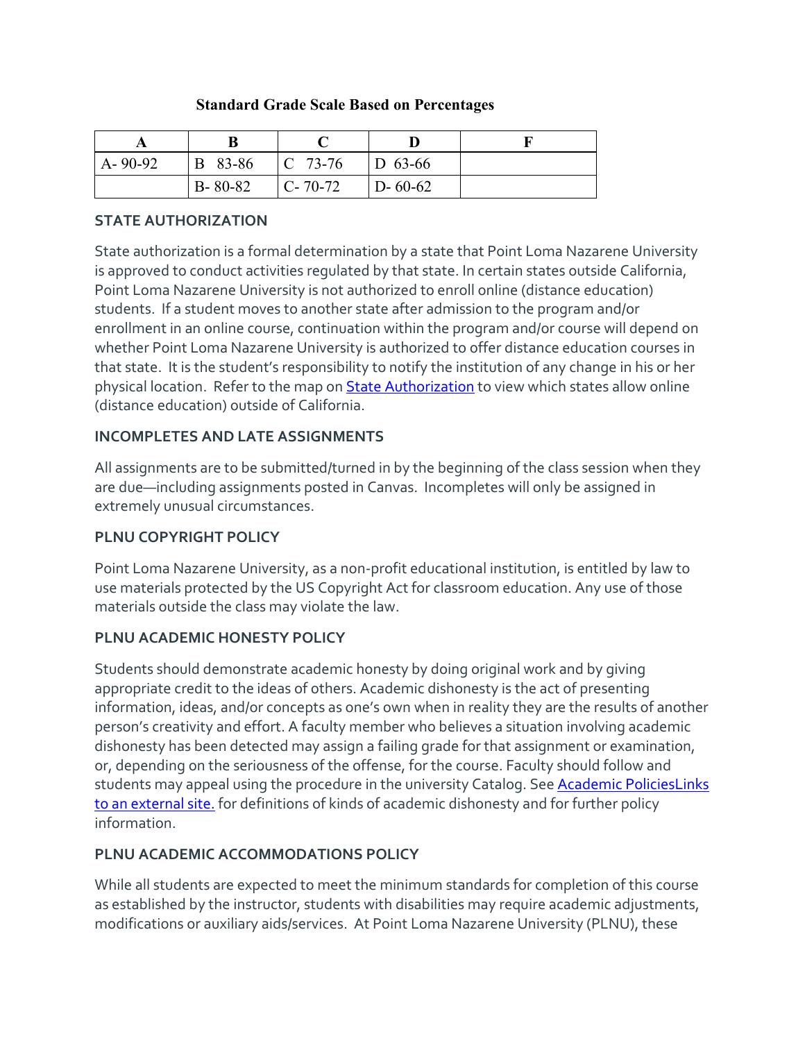**Standard Grade Scale Based on Percentages**

| A | B | C | D | F |
|---|---|---|---|---|
| A- 90-92 | B 83-86 | C 73-76 | D 63-66 | |
| | B- 80-82 | C- 70-72 | D- 60-62 | |

**STATE AUTHORIZATION**

State authorization is a formal determination by a state that Point Loma Nazarene University is approved to conduct activities regulated by that state. In certain states outside California, Point Loma Nazarene University is not authorized to enroll online (distance education) students. If a student moves to another state after admission to the program and/or enrollment in an online course, continuation within the program and/or course will depend on whether Point Loma Nazarene University is authorized to offer distance education courses in that state. It is the student's responsibility to notify the institution of any change in his or her physical location. Refer to the map on [State Authorization] to view which states allow online (distance education) outside of California.

**INCOMPLETES AND LATE ASSIGNMENTS**

All assignments are to be submitted/turned in by the beginning of the class session when they are due—including assignments posted in Canvas. Incompletes will only be assigned in extremely unusual circumstances.

**PLNU COPYRIGHT POLICY**

Point Loma Nazarene University, as a non-profit educational institution, is entitled by law to use materials protected by the US Copyright Act for classroom education. Any use of those materials outside the class may violate the law.

**PLNU ACADEMIC HONESTY POLICY**

Students should demonstrate academic honesty by doing original work and by giving appropriate credit to the ideas of others. Academic dishonesty is the act of presenting information, ideas, and/or concepts as one's own when in reality they are the results of another person's creativity and effort. A faculty member who believes a situation involving academic dishonesty has been detected may assign a failing grade for that assignment or examination, or, depending on the seriousness of the offense, for the course. Faculty should follow and students may appeal using the procedure in the university Catalog. See [Academic PoliciesLinks to an external site.] for definitions of kinds of academic dishonesty and for further policy information.

**PLNU ACADEMIC ACCOMMODATIONS POLICY**

While all students are expected to meet the minimum standards for completion of this course as established by the instructor, students with disabilities may require academic adjustments, modifications or auxiliary aids/services. At Point Loma Nazarene University (PLNU), these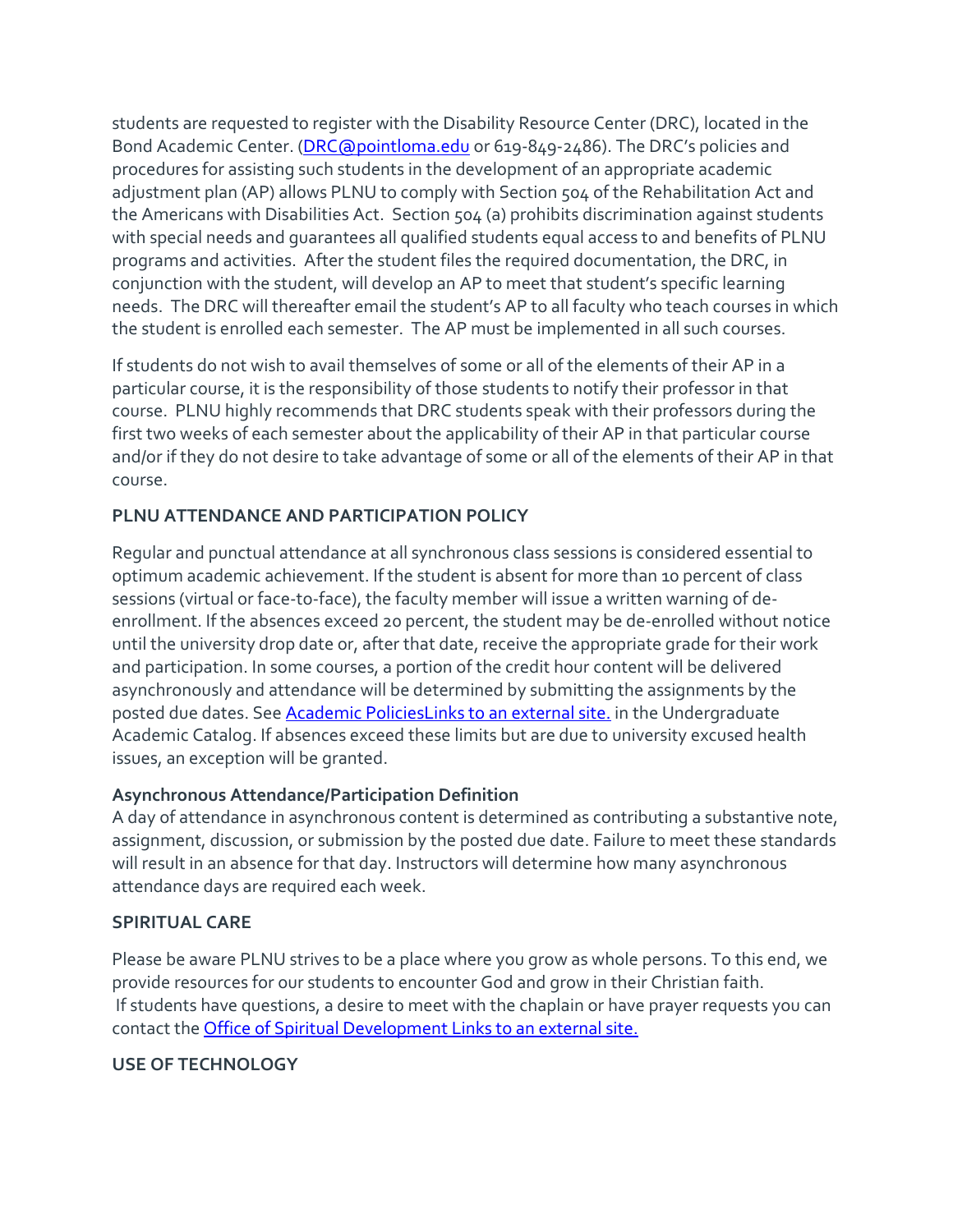students are requested to register with the Disability Resource Center (DRC), located in the Bond Academic Center. ([DRC@pointloma.edu](mailto:DRC@pointloma.edu) or 619-849-2486). The DRC's policies and procedures for assisting such students in the development of an appropriate academic adjustment plan (AP) allows PLNU to comply with Section 504 of the Rehabilitation Act and the Americans with Disabilities Act. Section 504 (a) prohibits discrimination against students with special needs and guarantees all qualified students equal access to and benefits of PLNU programs and activities. After the student files the required documentation, the DRC, in conjunction with the student, will develop an AP to meet that student's specific learning needs. The DRC will thereafter email the student's AP to all faculty who teach courses in which the student is enrolled each semester. The AP must be implemented in all such courses.

If students do not wish to avail themselves of some or all of the elements of their AP in a particular course, it is the responsibility of those students to notify their professor in that course. PLNU highly recommends that DRC students speak with their professors during the first two weeks of each semester about the applicability of their AP in that particular course and/or if they do not desire to take advantage of some or all of the elements of their AP in that course.

**PLNU ATTENDANCE AND PARTICIPATION POLICY**

Regular and punctual attendance at all synchronous class sessions is considered essential to optimum academic achievement. If the student is absent for more than 10 percent of class sessions (virtual or face-to-face), the faculty member will issue a written warning of de-enrollment. If the absences exceed 20 percent, the student may be de-enrolled without notice until the university drop date or, after that date, receive the appropriate grade for their work and participation. In some courses, a portion of the credit hour content will be delivered asynchronously and attendance will be determined by submitting the assignments by the posted due dates. See Academic PoliciesLinks to an external site. in the Undergraduate Academic Catalog. If absences exceed these limits but are due to university excused health issues, an exception will be granted.

**Asynchronous Attendance/Participation Definition**
A day of attendance in asynchronous content is determined as contributing a substantive note, assignment, discussion, or submission by the posted due date. Failure to meet these standards will result in an absence for that day. Instructors will determine how many asynchronous attendance days are required each week.

**SPIRITUAL CARE**

Please be aware PLNU strives to be a place where you grow as whole persons. To this end, we provide resources for our students to encounter God and grow in their Christian faith.
If students have questions, a desire to meet with the chaplain or have prayer requests you can contact the Office of Spiritual Development Links to an external site.

**USE OF TECHNOLOGY**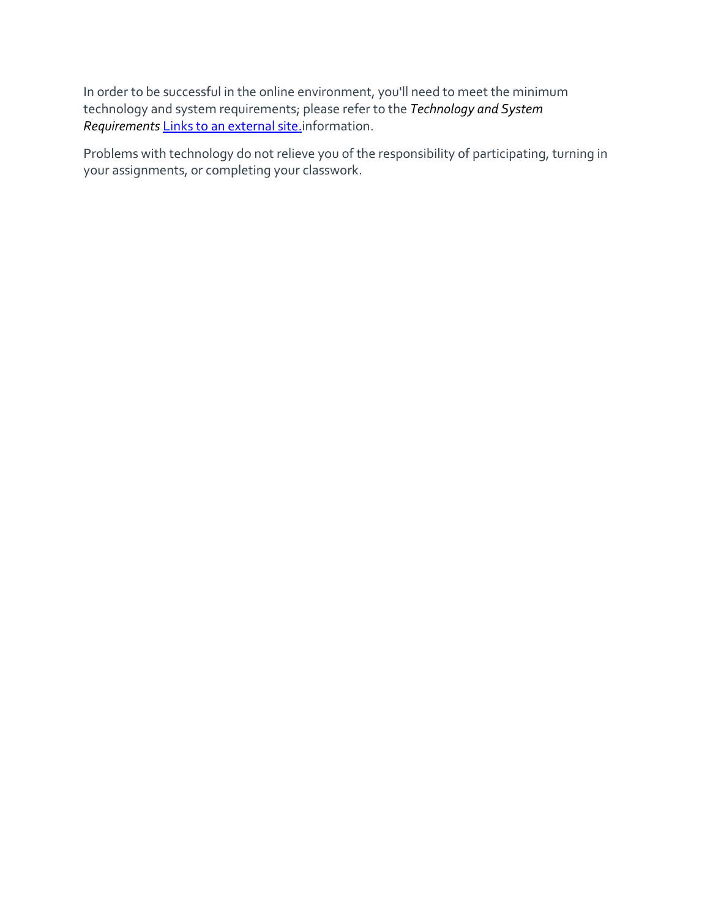In order to be successful in the online environment, you'll need to meet the minimum technology and system requirements; please refer to the *Technology and System Requirements* Links to an external site.information.

Problems with technology do not relieve you of the responsibility of participating, turning in your assignments, or completing your classwork.